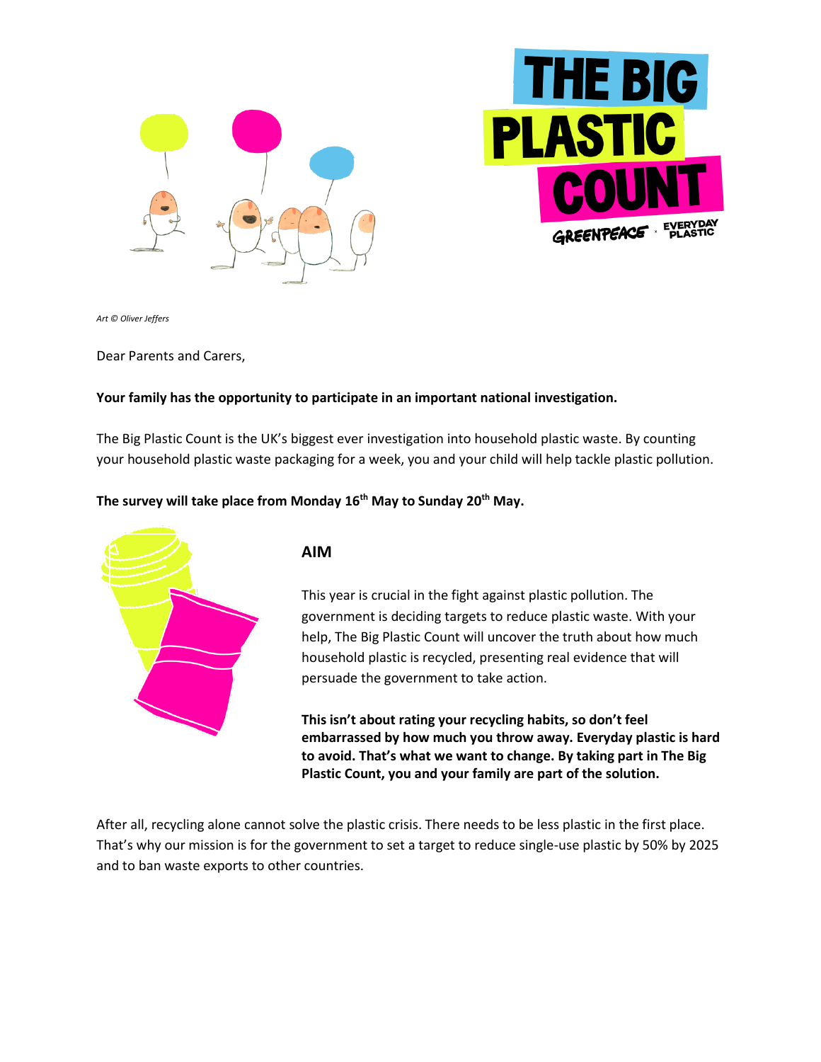# THE BIG PLASTIC COUNT

GREENPEACE × EVERYDAY PLASTIC

*Art © Oliver Jeffers*

Dear Parents and Carers,

**Your family has the opportunity to participate in an important national investigation.**

The Big Plastic Count is the UK's biggest ever investigation into household plastic waste. By counting your household plastic waste packaging for a week, you and your child will help tackle plastic pollution.

**The survey will take place from Monday 16th May to Sunday 20th May.**

## AIM

This year is crucial in the fight against plastic pollution. The government is deciding targets to reduce plastic waste. With your help, The Big Plastic Count will uncover the truth about how much household plastic is recycled, presenting real evidence that will persuade the government to take action.

**This isn't about rating your recycling habits, so don't feel embarrassed by how much you throw away. Everyday plastic is hard to avoid. That's what we want to change. By taking part in The Big Plastic Count, you and your family are part of the solution.**

After all, recycling alone cannot solve the plastic crisis. There needs to be less plastic in the first place. That's why our mission is for the government to set a target to reduce single-use plastic by 50% by 2025 and to ban waste exports to other countries.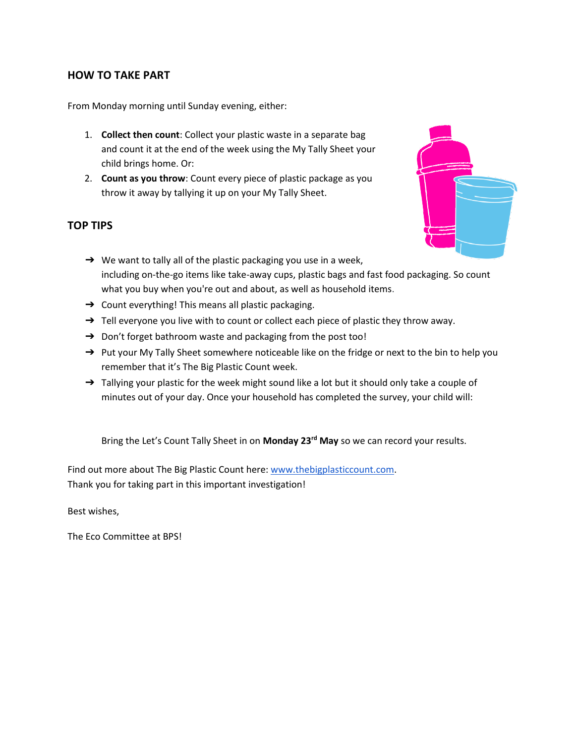## HOW TO TAKE PART

From Monday morning until Sunday evening, either:

1. **Collect then count**: Collect your plastic waste in a separate bag and count it at the end of the week using the My Tally Sheet your child brings home. Or:
2. **Count as you throw**: Count every piece of plastic package as you throw it away by tallying it up on your My Tally Sheet.

## TOP TIPS

- ➔ We want to tally all of the plastic packaging you use in a week, including on-the-go items like take-away cups, plastic bags and fast food packaging. So count what you buy when you're out and about, as well as household items.
- ➔ Count everything! This means all plastic packaging.
- ➔ Tell everyone you live with to count or collect each piece of plastic they throw away.
- ➔ Don't forget bathroom waste and packaging from the post too!
- ➔ Put your My Tally Sheet somewhere noticeable like on the fridge or next to the bin to help you remember that it's The Big Plastic Count week.
- ➔ Tallying your plastic for the week might sound like a lot but it should only take a couple of minutes out of your day. Once your household has completed the survey, your child will:

Bring the Let's Count Tally Sheet in on **Monday 23rd May** so we can record your results.

Find out more about The Big Plastic Count here: [www.thebigplasticcount.com](http://www.thebigplasticcount.com).
Thank you for taking part in this important investigation!

Best wishes,

The Eco Committee at BPS!